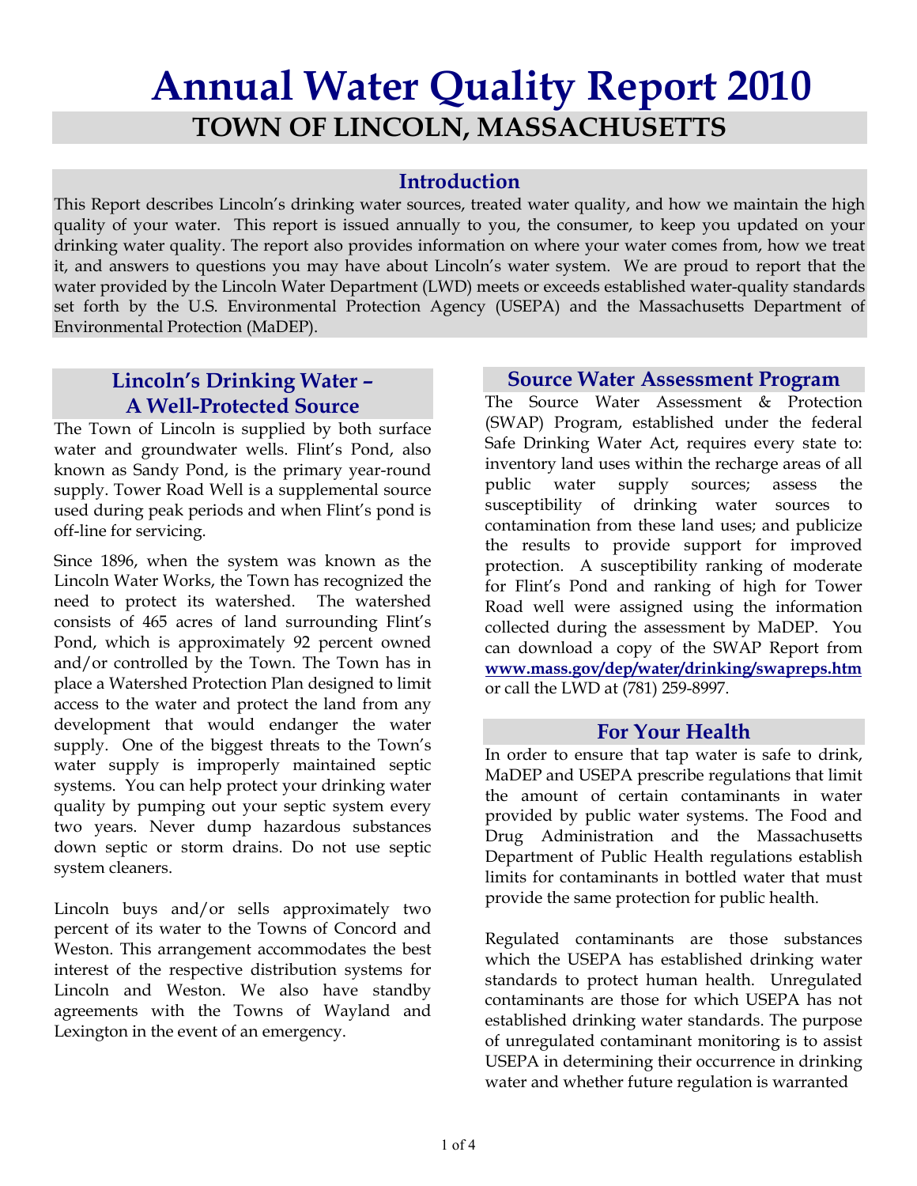# Annual Water Quality Report 2010

## TOWN OF LINCOLN, MASSACHUSETTS

### Introduction

This Report describes Lincoln's drinking water sources, treated water quality, and how we maintain the high quality of your water. This report is issued annually to you, the consumer, to keep you updated on your drinking water quality. The report also provides information on where your water comes from, how we treat it, and answers to questions you may have about Lincoln's water system. We are proud to report that the water provided by the Lincoln Water Department (LWD) meets or exceeds established water-quality standards set forth by the U.S. Environmental Protection Agency (USEPA) and the Massachusetts Department of Environmental Protection (MaDEP).

### Lincoln's Drinking Water – A Well-Protected Source

The Town of Lincoln is supplied by both surface water and groundwater wells. Flint's Pond, also known as Sandy Pond, is the primary year-round supply. Tower Road Well is a supplemental source used during peak periods and when Flint's pond is off-line for servicing.

Since 1896, when the system was known as the Lincoln Water Works, the Town has recognized the need to protect its watershed. The watershed consists of 465 acres of land surrounding Flint's Pond, which is approximately 92 percent owned and/or controlled by the Town. The Town has in place a Watershed Protection Plan designed to limit access to the water and protect the land from any development that would endanger the water supply. One of the biggest threats to the Town's water supply is improperly maintained septic systems. You can help protect your drinking water quality by pumping out your septic system every two years. Never dump hazardous substances down septic or storm drains. Do not use septic system cleaners.

Lincoln buys and/or sells approximately two percent of its water to the Towns of Concord and Weston. This arrangement accommodates the best interest of the respective distribution systems for Lincoln and Weston. We also have standby agreements with the Towns of Wayland and Lexington in the event of an emergency.

### Source Water Assessment Program

The Source Water Assessment & Protection (SWAP) Program, established under the federal Safe Drinking Water Act, requires every state to: inventory land uses within the recharge areas of all public water supply sources; assess the susceptibility of drinking water sources to contamination from these land uses; and publicize the results to provide support for improved protection. A susceptibility ranking of moderate for Flint's Pond and ranking of high for Tower Road well were assigned using the information collected during the assessment by MaDEP. You can download a copy of the SWAP Report from **www.mass.gov/dep/water/drinking/swapreps.htm** or call the LWD at (781) 259-8997.

### For Your Health

In order to ensure that tap water is safe to drink, MaDEP and USEPA prescribe regulations that limit the amount of certain contaminants in water provided by public water systems. The Food and Drug Administration and the Massachusetts Department of Public Health regulations establish limits for contaminants in bottled water that must provide the same protection for public health.

Regulated contaminants are those substances which the USEPA has established drinking water standards to protect human health. Unregulated contaminants are those for which USEPA has not established drinking water standards. The purpose of unregulated contaminant monitoring is to assist USEPA in determining their occurrence in drinking water and whether future regulation is warranted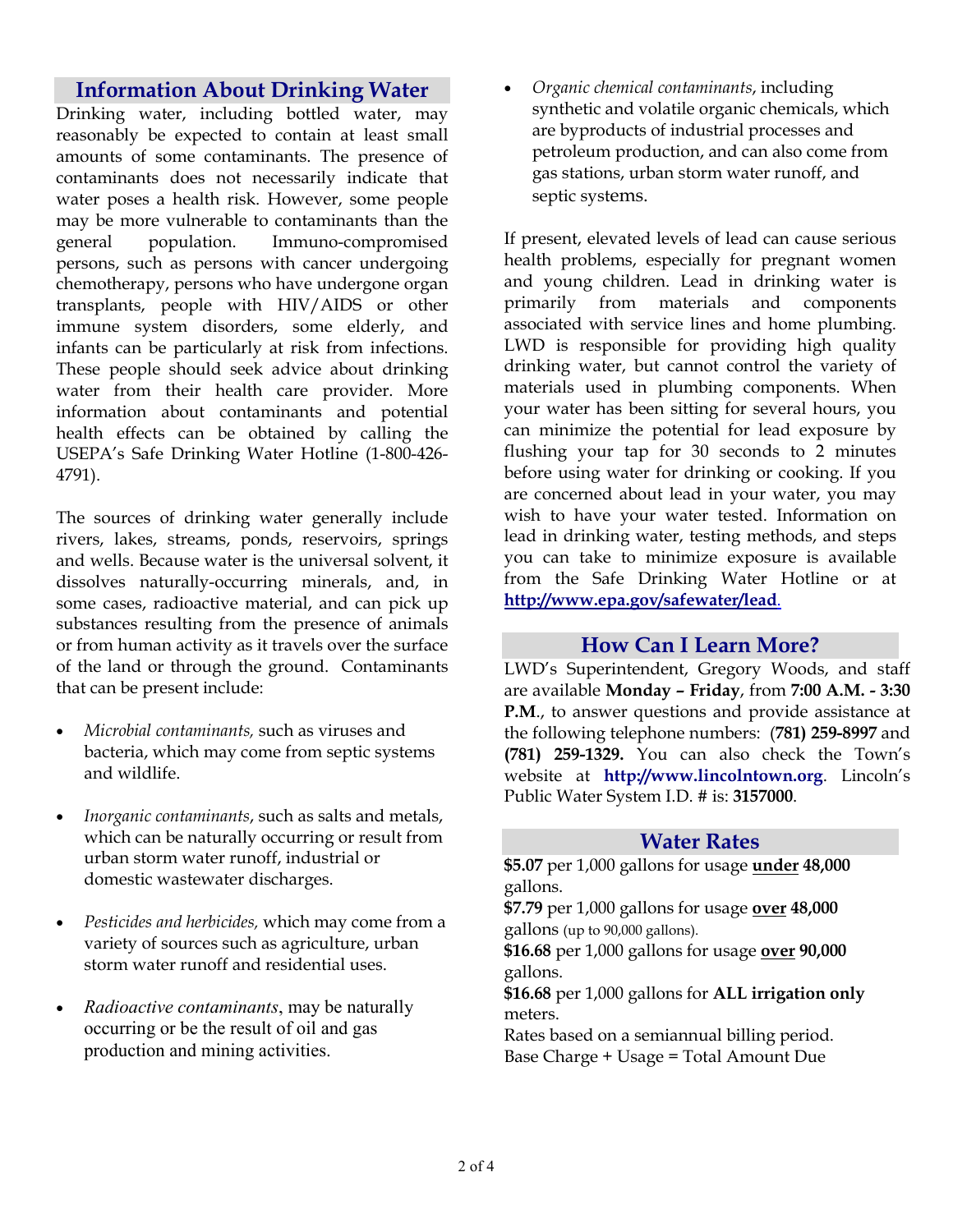## Information About Drinking Water

Drinking water, including bottled water, may reasonably be expected to contain at least small amounts of some contaminants. The presence of contaminants does not necessarily indicate that water poses a health risk. However, some people may be more vulnerable to contaminants than the general population. Immuno-compromised persons, such as persons with cancer undergoing chemotherapy, persons who have undergone organ transplants, people with HIV/AIDS or other immune system disorders, some elderly, and infants can be particularly at risk from infections. These people should seek advice about drinking water from their health care provider. More information about contaminants and potential health effects can be obtained by calling the USEPA's Safe Drinking Water Hotline (1-800-426-4791).

The sources of drinking water generally include rivers, lakes, streams, ponds, reservoirs, springs and wells. Because water is the universal solvent, it dissolves naturally-occurring minerals, and, in some cases, radioactive material, and can pick up substances resulting from the presence of animals or from human activity as it travels over the surface of the land or through the ground. Contaminants that can be present include:

- *Microbial contaminants,* such as viruses and bacteria, which may come from septic systems and wildlife.
- *Inorganic contaminants*, such as salts and metals, which can be naturally occurring or result from urban storm water runoff, industrial or domestic wastewater discharges.
- *Pesticides and herbicides,* which may come from a variety of sources such as agriculture, urban storm water runoff and residential uses.
- *Radioactive contaminants*, may be naturally occurring or be the result of oil and gas production and mining activities.
- *Organic chemical contaminants*, including synthetic and volatile organic chemicals, which are byproducts of industrial processes and petroleum production, and can also come from gas stations, urban storm water runoff, and septic systems.

If present, elevated levels of lead can cause serious health problems, especially for pregnant women and young children. Lead in drinking water is primarily from materials and components associated with service lines and home plumbing. LWD is responsible for providing high quality drinking water, but cannot control the variety of materials used in plumbing components. When your water has been sitting for several hours, you can minimize the potential for lead exposure by flushing your tap for 30 seconds to 2 minutes before using water for drinking or cooking. If you are concerned about lead in your water, you may wish to have your water tested. Information on lead in drinking water, testing methods, and steps you can take to minimize exposure is available from the Safe Drinking Water Hotline or at **http://www.epa.gov/safewater/lead**.

## How Can I Learn More?

LWD's Superintendent, Gregory Woods, and staff are available **Monday – Friday**, from **7:00 A.M. - 3:30 P.M.**, to answer questions and provide assistance at the following telephone numbers: **(781) 259-8997** and **(781) 259-1329.** You can also check the Town's website at **http://www.lincolntown.org**. Lincoln's Public Water System I.D. # is: **3157000**.

## Water Rates

**$5.07** per 1,000 gallons for usage **under 48,000** gallons.

**$7.79** per 1,000 gallons for usage **over 48,000** gallons (up to 90,000 gallons).

**$16.68** per 1,000 gallons for usage **over 90,000** gallons.

**$16.68** per 1,000 gallons for **ALL irrigation only** meters.

Rates based on a semiannual billing period.

Base Charge + Usage = Total Amount Due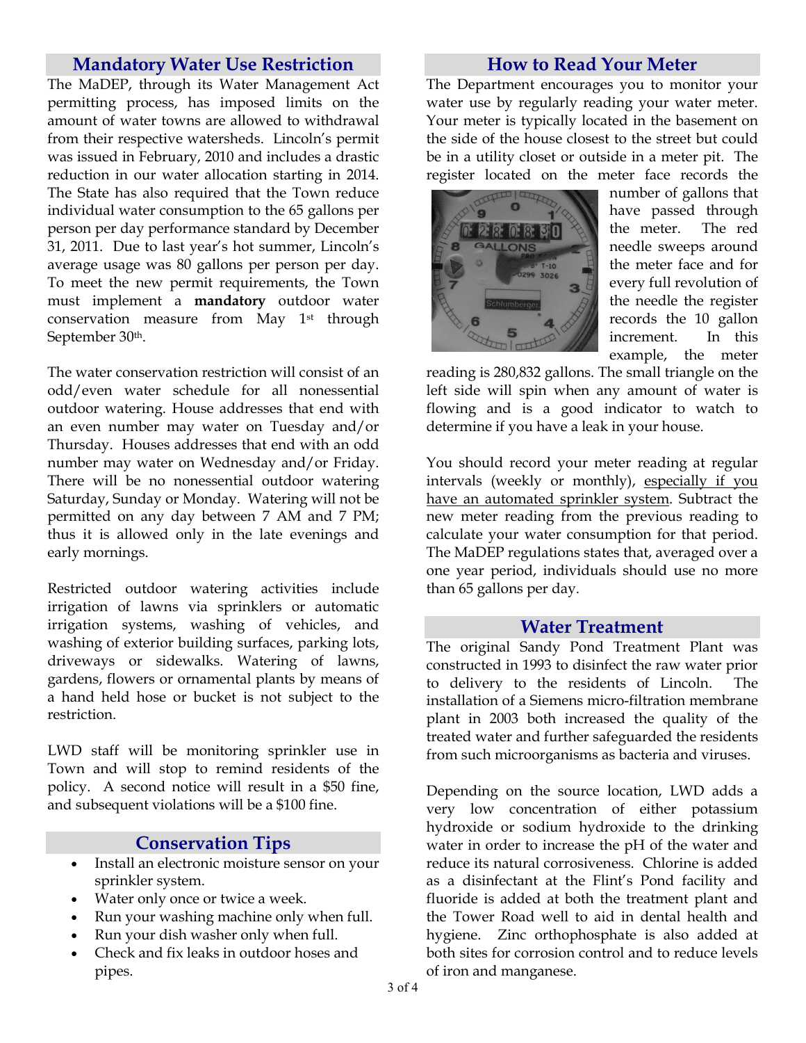## Mandatory Water Use Restriction

The MaDEP, through its Water Management Act permitting process, has imposed limits on the amount of water towns are allowed to withdrawal from their respective watersheds. Lincoln's permit was issued in February, 2010 and includes a drastic reduction in our water allocation starting in 2014. The State has also required that the Town reduce individual water consumption to the 65 gallons per person per day performance standard by December 31, 2011. Due to last year's hot summer, Lincoln's average usage was 80 gallons per person per day. To meet the new permit requirements, the Town must implement a **mandatory** outdoor water conservation measure from May 1st through September 30th.

The water conservation restriction will consist of an odd/even water schedule for all nonessential outdoor watering. House addresses that end with an even number may water on Tuesday and/or Thursday. Houses addresses that end with an odd number may water on Wednesday and/or Friday. There will be no nonessential outdoor watering Saturday, Sunday or Monday. Watering will not be permitted on any day between 7 AM and 7 PM; thus it is allowed only in the late evenings and early mornings.

Restricted outdoor watering activities include irrigation of lawns via sprinklers or automatic irrigation systems, washing of vehicles, and washing of exterior building surfaces, parking lots, driveways or sidewalks. Watering of lawns, gardens, flowers or ornamental plants by means of a hand held hose or bucket is not subject to the restriction.

LWD staff will be monitoring sprinkler use in Town and will stop to remind residents of the policy. A second notice will result in a $50 fine, and subsequent violations will be a $100 fine.

## Conservation Tips

- Install an electronic moisture sensor on your sprinkler system.
- Water only once or twice a week.
- Run your washing machine only when full.
- Run your dish washer only when full.
- Check and fix leaks in outdoor hoses and pipes.

## How to Read Your Meter

The Department encourages you to monitor your water use by regularly reading your water meter. Your meter is typically located in the basement on the side of the house closest to the street but could be in a utility closet or outside in a meter pit. The register located on the meter face records the number of gallons that have passed through the meter. The red needle sweeps around the meter face and for every full revolution of the needle the register records the 10 gallon increment. In this example, the meter reading is 280,832 gallons. The small triangle on the left side will spin when any amount of water is flowing and is a good indicator to watch to determine if you have a leak in your house.

You should record your meter reading at regular intervals (weekly or monthly), <u>especially if you have an automated sprinkler system</u>. Subtract the new meter reading from the previous reading to calculate your water consumption for that period. The MaDEP regulations states that, averaged over a one year period, individuals should use no more than 65 gallons per day.

## Water Treatment

The original Sandy Pond Treatment Plant was constructed in 1993 to disinfect the raw water prior to delivery to the residents of Lincoln. The installation of a Siemens micro-filtration membrane plant in 2003 both increased the quality of the treated water and further safeguarded the residents from such microorganisms as bacteria and viruses.

Depending on the source location, LWD adds a very low concentration of either potassium hydroxide or sodium hydroxide to the drinking water in order to increase the pH of the water and reduce its natural corrosiveness. Chlorine is added as a disinfectant at the Flint's Pond facility and fluoride is added at both the treatment plant and the Tower Road well to aid in dental health and hygiene. Zinc orthophosphate is also added at both sites for corrosion control and to reduce levels of iron and manganese.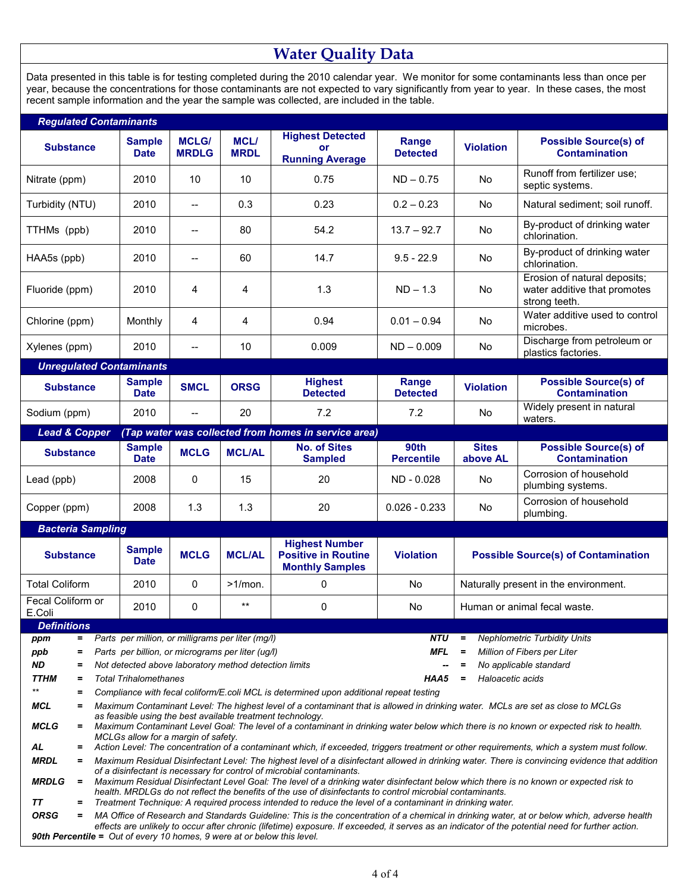# Water Quality Data

Data presented in this table is for testing completed during the 2010 calendar year. We monitor for some contaminants less than once per year, because the concentrations for those contaminants are not expected to vary significantly from year to year. In these cases, the most recent sample information and the year the sample was collected, are included in the table.

### *Regulated Contaminants*

| Substance | Sample Date | MCLG/ MRDLG | MCL/ MRDL | Highest Detected or Running Average | Range Detected | Violation | Possible Source(s) of Contamination |
|---|---|---|---|---|---|---|---|
| Nitrate (ppm) | 2010 | 10 | 10 | 0.75 | ND – 0.75 | No | Runoff from fertilizer use; septic systems. |
| Turbidity (NTU) | 2010 | -- | 0.3 | 0.23 | 0.2 – 0.23 | No | Natural sediment; soil runoff. |
| TTHMs (ppb) | 2010 | -- | 80 | 54.2 | 13.7 – 92.7 | No | By-product of drinking water chlorination. |
| HAA5s (ppb) | 2010 | -- | 60 | 14.7 | 9.5 - 22.9 | No | By-product of drinking water chlorination. |
| Fluoride (ppm) | 2010 | 4 | 4 | 1.3 | ND – 1.3 | No | Erosion of natural deposits; water additive that promotes strong teeth. |
| Chlorine (ppm) | Monthly | 4 | 4 | 0.94 | 0.01 – 0.94 | No | Water additive used to control microbes. |
| Xylenes (ppm) | 2010 | -- | 10 | 0.009 | ND – 0.009 | No | Discharge from petroleum or plastics factories. |

### *Unregulated Contaminants*

| Substance | Sample Date | SMCL | ORSG | Highest Detected | Range Detected | Violation | Possible Source(s) of Contamination |
|---|---|---|---|---|---|---|---|
| Sodium (ppm) | 2010 | -- | 20 | 7.2 | 7.2 | No | Widely present in natural waters. |

### *Lead & Copper (Tap water was collected from homes in service area)*

| Substance | Sample Date | MCLG | MCL/AL | No. of Sites Sampled | 90th Percentile | Sites above AL | Possible Source(s) of Contamination |
|---|---|---|---|---|---|---|---|
| Lead (ppb) | 2008 | 0 | 15 | 20 | ND - 0.028 | No | Corrosion of household plumbing systems. |
| Copper (ppm) | 2008 | 1.3 | 1.3 | 20 | 0.026 - 0.233 | No | Corrosion of household plumbing. |

### *Bacteria Sampling*

| Substance | Sample Date | MCLG | MCL/AL | Highest Number Positive in Routine Monthly Samples | Violation | Possible Source(s) of Contamination |
|---|---|---|---|---|---|---|
| Total Coliform | 2010 | 0 | >1/mon. | 0 | No | Naturally present in the environment. |
| Fecal Coliform or E.Coli | 2010 | 0 | ** | 0 | No | Human or animal fecal waste. |

### *Definitions*

- ***ppm*** = *Parts per million, or milligrams per liter (mg/l)*
- ***ppb*** = *Parts per billion, or micrograms per liter (ug/l)*
- ***ND*** = *Not detected above laboratory method detection limits*
- ***TTHM*** = *Total Trihalomethanes*
- ***NTU*** = *Nephlometric Turbidity Units*
- ***MFL*** = *Million of Fibers per Liter*
- ***--*** = *No applicable standard*
- ***HAA5*** = *Haloacetic acids*
- ***\*\**** = *Compliance with fecal coliform/E.coli MCL is determined upon additional repeat testing*
- ***MCL*** = *Maximum Contaminant Level: The highest level of a contaminant that is allowed in drinking water. MCLs are set as close to MCLGs as feasible using the best available treatment technology.*
- ***MCLG*** = *Maximum Contaminant Level Goal: The level of a contaminant in drinking water below which there is no known or expected risk to health. MCLGs allow for a margin of safety.*
- ***AL*** = *Action Level: The concentration of a contaminant which, if exceeded, triggers treatment or other requirements, which a system must follow.*
- ***MRDL*** = *Maximum Residual Disinfectant Level: The highest level of a disinfectant allowed in drinking water. There is convincing evidence that addition of a disinfectant is necessary for control of microbial contaminants.*
- ***MRDLG*** = *Maximum Residual Disinfectant Level Goal: The level of a drinking water disinfectant below which there is no known or expected risk to health. MRDLGs do not reflect the benefits of the use of disinfectants to control microbial contaminants.*
- ***TT*** = *Treatment Technique: A required process intended to reduce the level of a contaminant in drinking water.*
- ***ORSG*** = *MA Office of Research and Standards Guideline: This is the concentration of a chemical in drinking water, at or below which, adverse health effects are unlikely to occur after chronic (lifetime) exposure. If exceeded, it serves as an indicator of the potential need for further action.*
- ***90th Percentile*** = *Out of every 10 homes, 9 were at or below this level.*